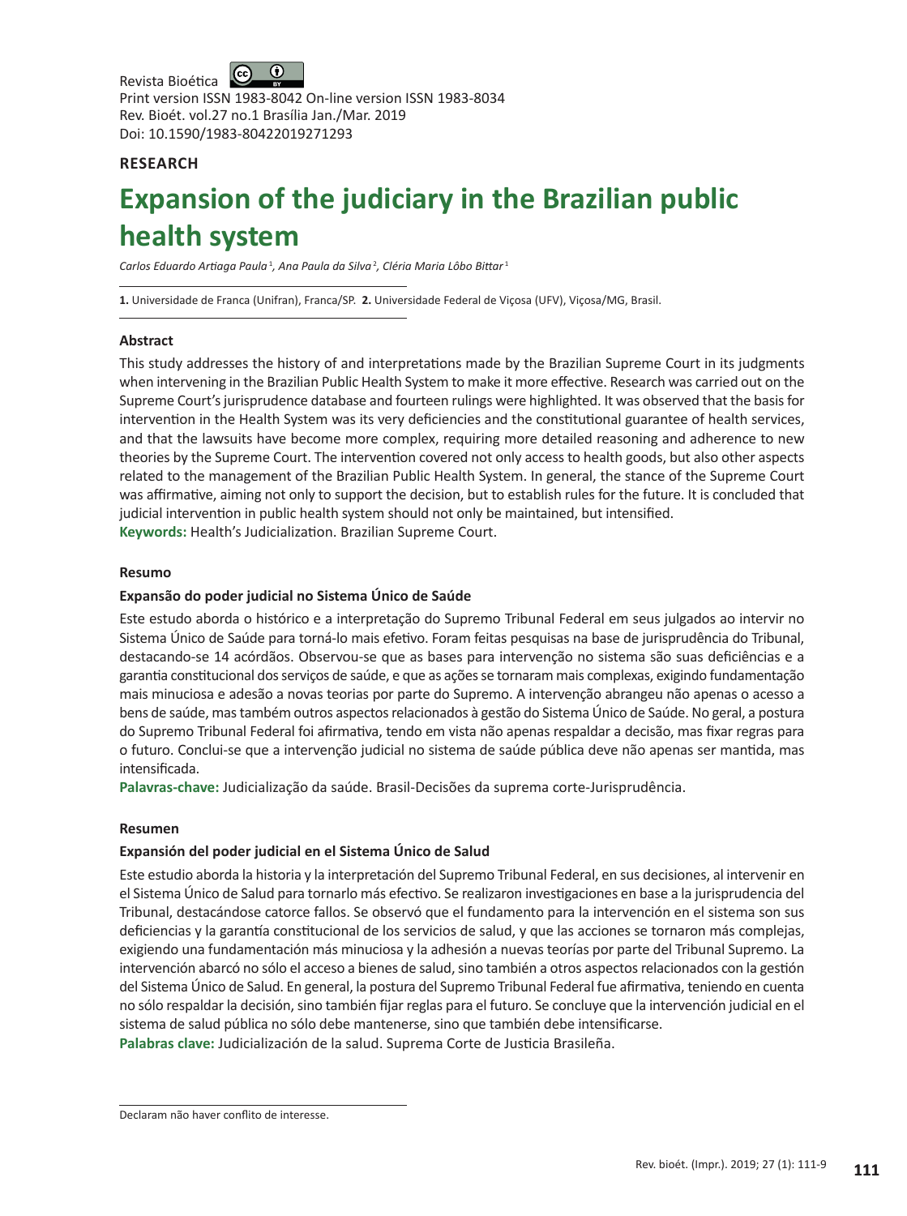Revista Bioética

Print version ISSN 1983-8042 On-line version ISSN 1983-8034

Rev. Bioét. vol.27 no.1 Brasília Jan./Mar. 2019

Doi: 10.1590/1983-80422019271293

**RESEARCH**

# Expansion of the judiciary in the Brazilian public health system

*Carlos Eduardo Artiaga Paula* [1], *Ana Paula da Silva* [2], *Cléria Maria Lôbo Bittar* [1]

**1.** Universidade de Franca (Unifran), Franca/SP. **2.** Universidade Federal de Viçosa (UFV), Viçosa/MG, Brasil.

### Abstract

This study addresses the history of and interpretations made by the Brazilian Supreme Court in its judgments when intervening in the Brazilian Public Health System to make it more effective. Research was carried out on the Supreme Court's jurisprudence database and fourteen rulings were highlighted. It was observed that the basis for intervention in the Health System was its very deficiencies and the constitutional guarantee of health services, and that the lawsuits have become more complex, requiring more detailed reasoning and adherence to new theories by the Supreme Court. The intervention covered not only access to health goods, but also other aspects related to the management of the Brazilian Public Health System. In general, the stance of the Supreme Court was affirmative, aiming not only to support the decision, but to establish rules for the future. It is concluded that judicial intervention in public health system should not only be maintained, but intensified.

**Keywords:** Health's Judicialization. Brazilian Supreme Court.

### Resumo

**Expansão do poder judicial no Sistema Único de Saúde**

Este estudo aborda o histórico e a interpretação do Supremo Tribunal Federal em seus julgados ao intervir no Sistema Único de Saúde para torná-lo mais efetivo. Foram feitas pesquisas na base de jurisprudência do Tribunal, destacando-se 14 acórdãos. Observou-se que as bases para intervenção no sistema são suas deficiências e a garantia constitucional dos serviços de saúde, e que as ações se tornaram mais complexas, exigindo fundamentação mais minuciosa e adesão a novas teorias por parte do Supremo. A intervenção abrangeu não apenas o acesso a bens de saúde, mas também outros aspectos relacionados à gestão do Sistema Único de Saúde. No geral, a postura do Supremo Tribunal Federal foi afirmativa, tendo em vista não apenas respaldar a decisão, mas fixar regras para o futuro. Conclui-se que a intervenção judicial no sistema de saúde pública deve não apenas ser mantida, mas intensificada.

**Palavras-chave:** Judicialização da saúde. Brasil-Decisões da suprema corte-Jurisprudência.

### Resumen

**Expansión del poder judicial en el Sistema Único de Salud**

Este estudio aborda la historia y la interpretación del Supremo Tribunal Federal, en sus decisiones, al intervenir en el Sistema Único de Salud para tornarlo más efectivo. Se realizaron investigaciones en base a la jurisprudencia del Tribunal, destacándose catorce fallos. Se observó que el fundamento para la intervención en el sistema son sus deficiencias y la garantía constitucional de los servicios de salud, y que las acciones se tornaron más complejas, exigiendo una fundamentación más minuciosa y la adhesión a nuevas teorías por parte del Tribunal Supremo. La intervención abarcó no sólo el acceso a bienes de salud, sino también a otros aspectos relacionados con la gestión del Sistema Único de Salud. En general, la postura del Supremo Tribunal Federal fue afirmativa, teniendo en cuenta no sólo respaldar la decisión, sino también fijar reglas para el futuro. Se concluye que la intervención judicial en el sistema de salud pública no sólo debe mantenerse, sino que también debe intensificarse.

**Palabras clave:** Judicialización de la salud. Suprema Corte de Justicia Brasileña.

Declaram não haver conflito de interesse.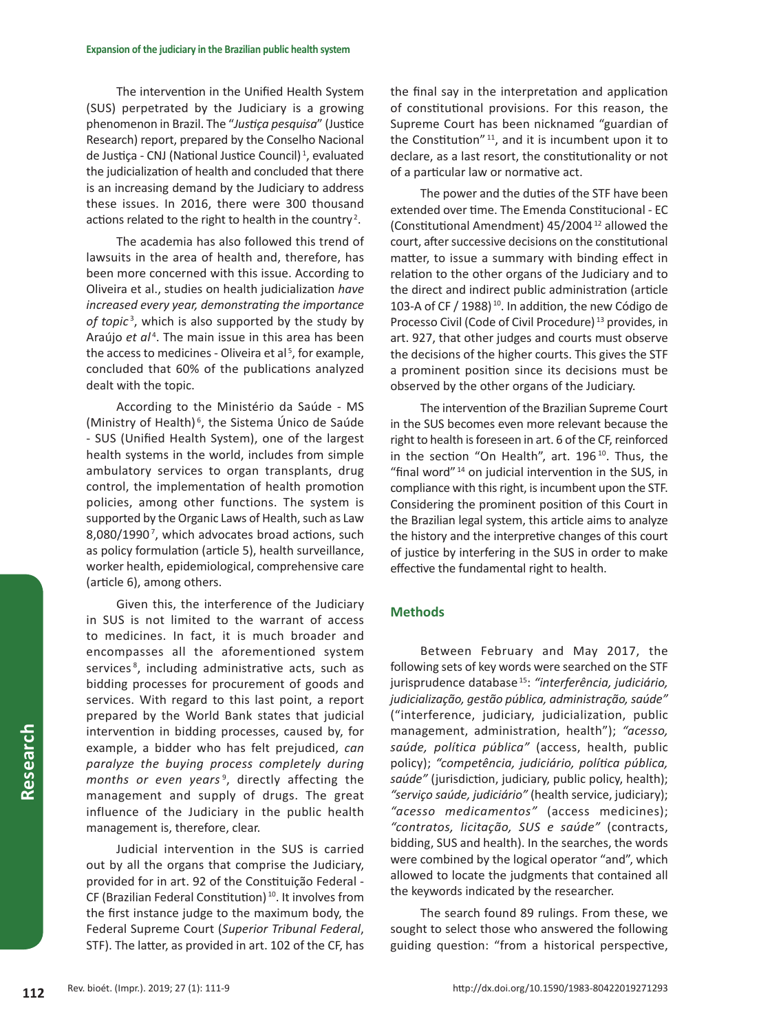The intervention in the Unified Health System (SUS) perpetrated by the Judiciary is a growing phenomenon in Brazil. The "*Justiça pesquisa*" (Justice Research) report, prepared by the Conselho Nacional de Justiça - CNJ (National Justice Council)[1], evaluated the judicialization of health and concluded that there is an increasing demand by the Judiciary to address these issues. In 2016, there were 300 thousand actions related to the right to health in the country[2].

The academia has also followed this trend of lawsuits in the area of health and, therefore, has been more concerned with this issue. According to Oliveira et al., studies on health judicialization *have increased every year, demonstrating the importance of topic*[3], which is also supported by the study by Araújo *et al*[4]. The main issue in this area has been the access to medicines - Oliveira et al[5], for example, concluded that 60% of the publications analyzed dealt with the topic.

According to the Ministério da Saúde - MS (Ministry of Health)[6], the Sistema Único de Saúde - SUS (Unified Health System), one of the largest health systems in the world, includes from simple ambulatory services to organ transplants, drug control, the implementation of health promotion policies, among other functions. The system is supported by the Organic Laws of Health, such as Law 8,080/1990[7], which advocates broad actions, such as policy formulation (article 5), health surveillance, worker health, epidemiological, comprehensive care (article 6), among others.

Given this, the interference of the Judiciary in SUS is not limited to the warrant of access to medicines. In fact, it is much broader and encompasses all the aforementioned system services[8], including administrative acts, such as bidding processes for procurement of goods and services. With regard to this last point, a report prepared by the World Bank states that judicial intervention in bidding processes, caused by, for example, a bidder who has felt prejudiced, *can paralyze the buying process completely during months or even years*[9], directly affecting the management and supply of drugs. The great influence of the Judiciary in the public health management is, therefore, clear.

Judicial intervention in the SUS is carried out by all the organs that comprise the Judiciary, provided for in art. 92 of the Constituição Federal - CF (Brazilian Federal Constitution)[10]. It involves from the first instance judge to the maximum body, the Federal Supreme Court (*Superior Tribunal Federal*, STF). The latter, as provided in art. 102 of the CF, has the final say in the interpretation and application of constitutional provisions. For this reason, the Supreme Court has been nicknamed "guardian of the Constitution"[11], and it is incumbent upon it to declare, as a last resort, the constitutionality or not of a particular law or normative act.

The power and the duties of the STF have been extended over time. The Emenda Constitucional - EC (Constitutional Amendment) 45/2004[12] allowed the court, after successive decisions on the constitutional matter, to issue a summary with binding effect in relation to the other organs of the Judiciary and to the direct and indirect public administration (article 103-A of CF / 1988)[10]. In addition, the new Código de Processo Civil (Code of Civil Procedure)[13] provides, in art. 927, that other judges and courts must observe the decisions of the higher courts. This gives the STF a prominent position since its decisions must be observed by the other organs of the Judiciary.

The intervention of the Brazilian Supreme Court in the SUS becomes even more relevant because the right to health is foreseen in art. 6 of the CF, reinforced in the section "On Health", art. 196[10]. Thus, the "final word"[14] on judicial intervention in the SUS, in compliance with this right, is incumbent upon the STF. Considering the prominent position of this Court in the Brazilian legal system, this article aims to analyze the history and the interpretive changes of this court of justice by interfering in the SUS in order to make effective the fundamental right to health.

## Methods

Between February and May 2017, the following sets of key words were searched on the STF jurisprudence database[15]: *"interferência, judiciário, judicialização, gestão pública, administração, saúde"* ("interference, judiciary, judicialization, public management, administration, health"); *"acesso, saúde, política pública"* (access, health, public policy); *"competência, judiciário, política pública, saúde"* (jurisdiction, judiciary, public policy, health); *"serviço saúde, judiciário"* (health service, judiciary); *"acesso medicamentos"* (access medicines); *"contratos, licitação, SUS e saúde"* (contracts, bidding, SUS and health). In the searches, the words were combined by the logical operator "and", which allowed to locate the judgments that contained all the keywords indicated by the researcher.

The search found 89 rulings. From these, we sought to select those who answered the following guiding question: "from a historical perspective,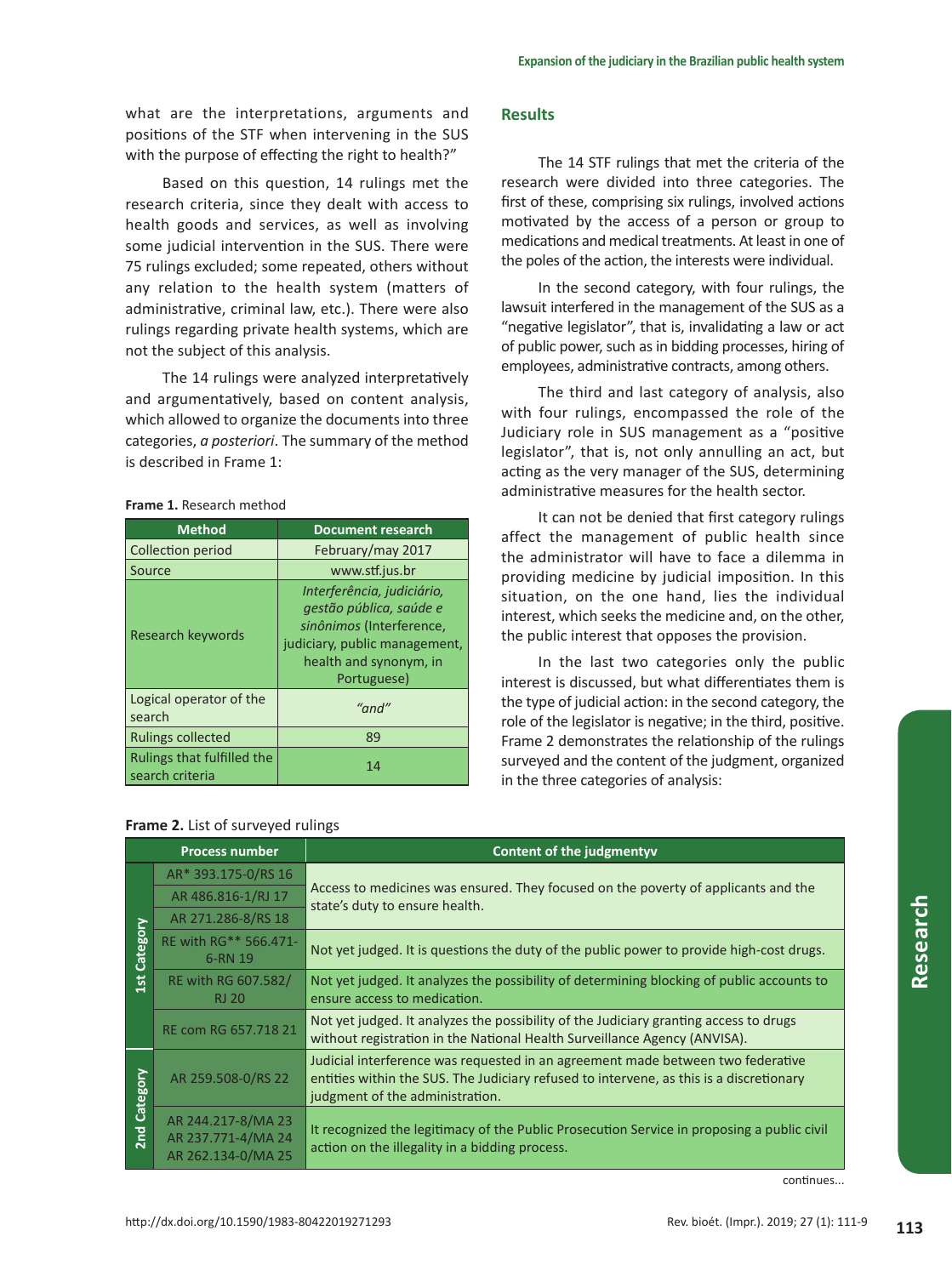what are the interpretations, arguments and positions of the STF when intervening in the SUS with the purpose of effecting the right to health?"

Based on this question, 14 rulings met the research criteria, since they dealt with access to health goods and services, as well as involving some judicial intervention in the SUS. There were 75 rulings excluded; some repeated, others without any relation to the health system (matters of administrative, criminal law, etc.). There were also rulings regarding private health systems, which are not the subject of this analysis.

The 14 rulings were analyzed interpretatively and argumentatively, based on content analysis, which allowed to organize the documents into three categories, *a posteriori*. The summary of the method is described in Frame 1:

**Frame 1.** Research method

| Method | Document research |
|---|---|
| Collection period | February/may 2017 |
| Source | www.stf.jus.br |
| Research keywords | *Interferência, judiciário, gestão pública, saúde e sinônimos* (Interference, judiciary, public management, health and synonym, in Portuguese) |
| Logical operator of the search | *"and"* |
| Rulings collected | 89 |
| Rulings that fulfilled the search criteria | 14 |

## Results

The 14 STF rulings that met the criteria of the research were divided into three categories. The first of these, comprising six rulings, involved actions motivated by the access of a person or group to medications and medical treatments. At least in one of the poles of the action, the interests were individual.

In the second category, with four rulings, the lawsuit interfered in the management of the SUS as a "negative legislator", that is, invalidating a law or act of public power, such as in bidding processes, hiring of employees, administrative contracts, among others.

The third and last category of analysis, also with four rulings, encompassed the role of the Judiciary role in SUS management as a "positive legislator", that is, not only annulling an act, but acting as the very manager of the SUS, determining administrative measures for the health sector.

It can not be denied that first category rulings affect the management of public health since the administrator will have to face a dilemma in providing medicine by judicial imposition. In this situation, on the one hand, lies the individual interest, which seeks the medicine and, on the other, the public interest that opposes the provision.

In the last two categories only the public interest is discussed, but what differentiates them is the type of judicial action: in the second category, the role of the legislator is negative; in the third, positive. Frame 2 demonstrates the relationship of the rulings surveyed and the content of the judgment, organized in the three categories of analysis:

**Frame 2.** List of surveyed rulings

| | Process number | Content of the judgmentyv |
|---|---|---|
| 1st Category | AR* 393.175-0/RS 16<br>AR 486.816-1/RJ 17<br>AR 271.286-8/RS 18 | Access to medicines was ensured. They focused on the poverty of applicants and the state's duty to ensure health. |
| | RE with RG** 566.471-6-RN 19 | Not yet judged. It is questions the duty of the public power to provide high-cost drugs. |
| | RE with RG 607.582/RJ 20 | Not yet judged. It analyzes the possibility of determining blocking of public accounts to ensure access to medication. |
| | RE com RG 657.718 21 | Not yet judged. It analyzes the possibility of the Judiciary granting access to drugs without registration in the National Health Surveillance Agency (ANVISA). |
| 2nd Category | AR 259.508-0/RS 22 | Judicial interference was requested in an agreement made between two federative entities within the SUS. The Judiciary refused to intervene, as this is a discretionary judgment of the administration. |
| | AR 244.217-8/MA 23<br>AR 237.771-4/MA 24<br>AR 262.134-0/MA 25 | It recognized the legitimacy of the Public Prosecution Service in proposing a public civil action on the illegality in a bidding process. |

continues...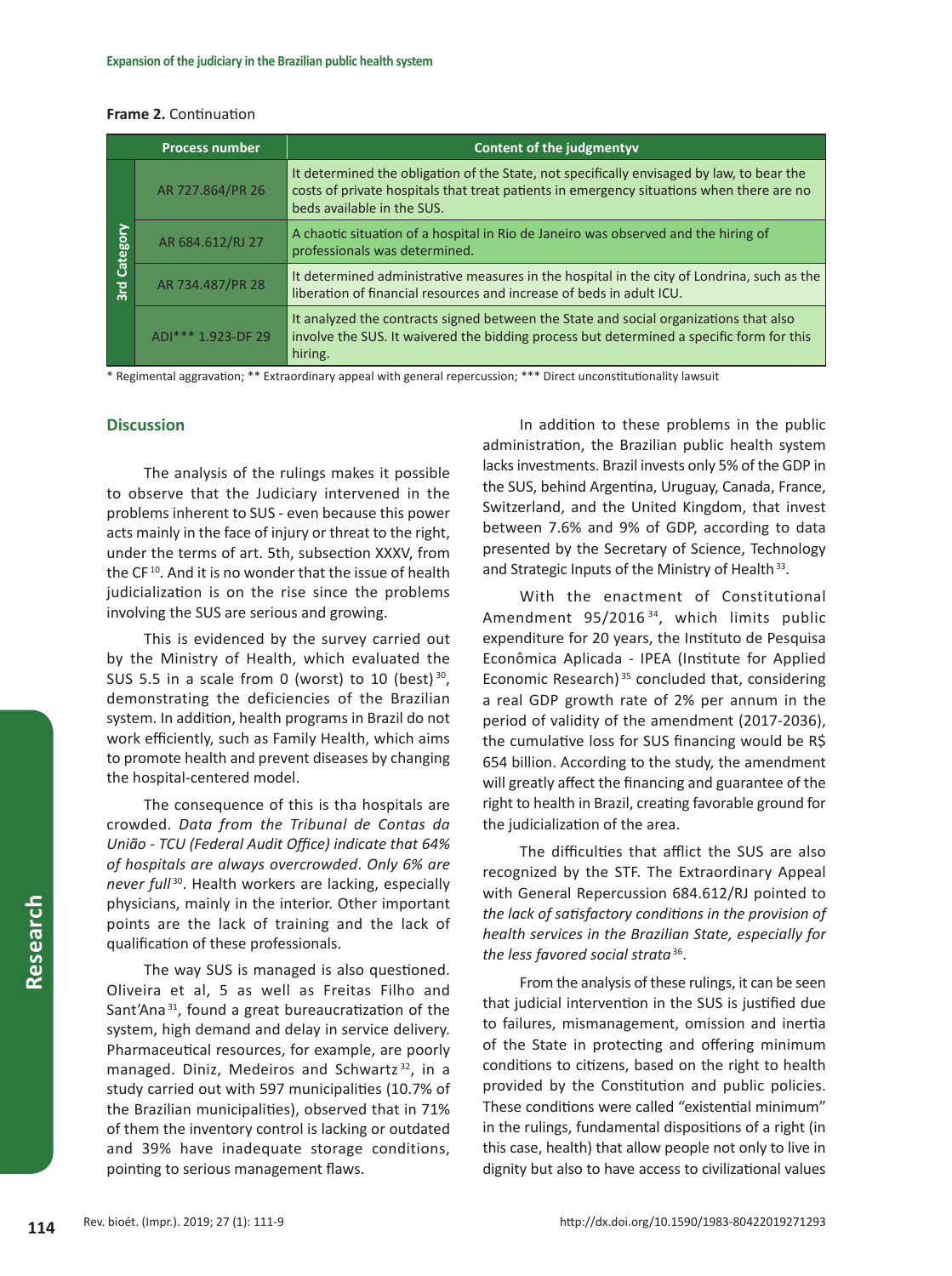**Frame 2.** Continuation

| | Process number | Content of the judgmentyv |
|---|---|---|
| 3rd Category | AR 727.864/PR 26 | It determined the obligation of the State, not specifically envisaged by law, to bear the costs of private hospitals that treat patients in emergency situations when there are no beds available in the SUS. |
| | AR 684.612/RJ 27 | A chaotic situation of a hospital in Rio de Janeiro was observed and the hiring of professionals was determined. |
| | AR 734.487/PR 28 | It determined administrative measures in the hospital in the city of Londrina, such as the liberation of financial resources and increase of beds in adult ICU. |
| | ADI*** 1.923-DF 29 | It analyzed the contracts signed between the State and social organizations that also involve the SUS. It waivered the bidding process but determined a specific form for this hiring. |

* Regimental aggravation; ** Extraordinary appeal with general repercussion; *** Direct unconstitutionality lawsuit

## Discussion

The analysis of the rulings makes it possible to observe that the Judiciary intervened in the problems inherent to SUS - even because this power acts mainly in the face of injury or threat to the right, under the terms of art. 5th, subsection XXXV, from the CF [10]. And it is no wonder that the issue of health judicialization is on the rise since the problems involving the SUS are serious and growing.

This is evidenced by the survey carried out by the Ministry of Health, which evaluated the SUS 5.5 in a scale from 0 (worst) to 10 (best) [30], demonstrating the deficiencies of the Brazilian system. In addition, health programs in Brazil do not work efficiently, such as Family Health, which aims to promote health and prevent diseases by changing the hospital-centered model.

The consequence of this is tha hospitals are crowded. *Data from the Tribunal de Contas da União - TCU (Federal Audit Office) indicate that 64% of hospitals are always overcrowded. Only 6% are never full* [30]. Health workers are lacking, especially physicians, mainly in the interior. Other important points are the lack of training and the lack of qualification of these professionals.

The way SUS is managed is also questioned. Oliveira et al, 5 as well as Freitas Filho and Sant'Ana [31], found a great bureaucratization of the system, high demand and delay in service delivery. Pharmaceutical resources, for example, are poorly managed. Diniz, Medeiros and Schwartz [32], in a study carried out with 597 municipalities (10.7% of the Brazilian municipalities), observed that in 71% of them the inventory control is lacking or outdated and 39% have inadequate storage conditions, pointing to serious management flaws.

In addition to these problems in the public administration, the Brazilian public health system lacks investments. Brazil invests only 5% of the GDP in the SUS, behind Argentina, Uruguay, Canada, France, Switzerland, and the United Kingdom, that invest between 7.6% and 9% of GDP, according to data presented by the Secretary of Science, Technology and Strategic Inputs of the Ministry of Health [33].

With the enactment of Constitutional Amendment 95/2016 [34], which limits public expenditure for 20 years, the Instituto de Pesquisa Econômica Aplicada - IPEA (Institute for Applied Economic Research) [35] concluded that, considering a real GDP growth rate of 2% per annum in the period of validity of the amendment (2017-2036), the cumulative loss for SUS financing would be R$ 654 billion. According to the study, the amendment will greatly affect the financing and guarantee of the right to health in Brazil, creating favorable ground for the judicialization of the area.

The difficulties that afflict the SUS are also recognized by the STF. The Extraordinary Appeal with General Repercussion 684.612/RJ pointed to *the lack of satisfactory conditions in the provision of health services in the Brazilian State, especially for the less favored social strata* [36].

From the analysis of these rulings, it can be seen that judicial intervention in the SUS is justified due to failures, mismanagement, omission and inertia of the State in protecting and offering minimum conditions to citizens, based on the right to health provided by the Constitution and public policies. These conditions were called "existential minimum" in the rulings, fundamental dispositions of a right (in this case, health) that allow people not only to live in dignity but also to have access to civilizational values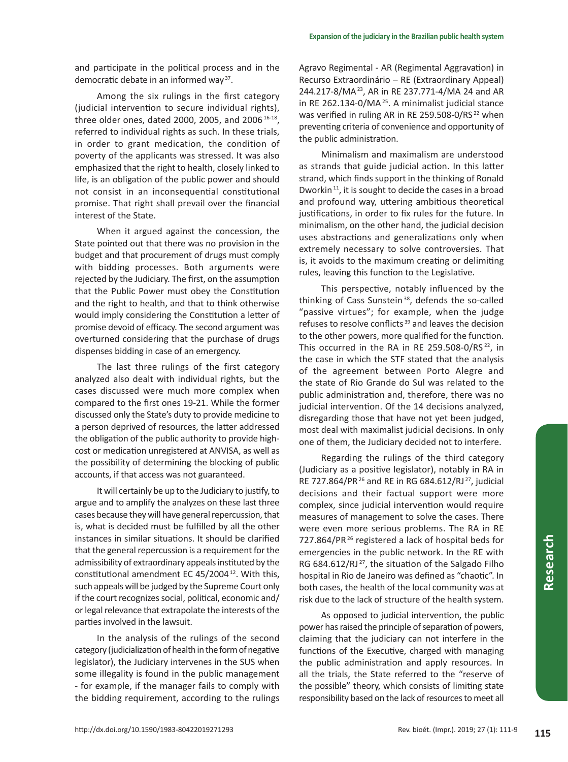and participate in the political process and in the democratic debate in an informed way [37].

Among the six rulings in the first category (judicial intervention to secure individual rights), three older ones, dated 2000, 2005, and 2006 [16-18], referred to individual rights as such. In these trials, in order to grant medication, the condition of poverty of the applicants was stressed. It was also emphasized that the right to health, closely linked to life, is an obligation of the public power and should not consist in an inconsequential constitutional promise. That right shall prevail over the financial interest of the State.

When it argued against the concession, the State pointed out that there was no provision in the budget and that procurement of drugs must comply with bidding processes. Both arguments were rejected by the Judiciary. The first, on the assumption that the Public Power must obey the Constitution and the right to health, and that to think otherwise would imply considering the Constitution a letter of promise devoid of efficacy. The second argument was overturned considering that the purchase of drugs dispenses bidding in case of an emergency.

The last three rulings of the first category analyzed also dealt with individual rights, but the cases discussed were much more complex when compared to the first ones 19-21. While the former discussed only the State's duty to provide medicine to a person deprived of resources, the latter addressed the obligation of the public authority to provide high-cost or medication unregistered at ANVISA, as well as the possibility of determining the blocking of public accounts, if that access was not guaranteed.

It will certainly be up to the Judiciary to justify, to argue and to amplify the analyzes on these last three cases because they will have general repercussion, that is, what is decided must be fulfilled by all the other instances in similar situations. It should be clarified that the general repercussion is a requirement for the admissibility of extraordinary appeals instituted by the constitutional amendment EC 45/2004 [12]. With this, such appeals will be judged by the Supreme Court only if the court recognizes social, political, economic and/or legal relevance that extrapolate the interests of the parties involved in the lawsuit.

In the analysis of the rulings of the second category (judicialization of health in the form of negative legislator), the Judiciary intervenes in the SUS when some illegality is found in the public management - for example, if the manager fails to comply with the bidding requirement, according to the rulings Agravo Regimental - AR (Regimental Aggravation) in Recurso Extraordinário – RE (Extraordinary Appeal) 244.217-8/MA [23], AR in RE 237.771-4/MA 24 and AR in RE 262.134-0/MA [25]. A minimalist judicial stance was verified in ruling AR in RE 259.508-0/RS [22] when preventing criteria of convenience and opportunity of the public administration.

Minimalism and maximalism are understood as strands that guide judicial action. In this latter strand, which finds support in the thinking of Ronald Dworkin [11], it is sought to decide the cases in a broad and profound way, uttering ambitious theoretical justifications, in order to fix rules for the future. In minimalism, on the other hand, the judicial decision uses abstractions and generalizations only when extremely necessary to solve controversies. That is, it avoids to the maximum creating or delimiting rules, leaving this function to the Legislative.

This perspective, notably influenced by the thinking of Cass Sunstein [38], defends the so-called "passive virtues"; for example, when the judge refuses to resolve conflicts [39] and leaves the decision to the other powers, more qualified for the function. This occurred in the RA in RE 259.508-0/RS [22], in the case in which the STF stated that the analysis of the agreement between Porto Alegre and the state of Rio Grande do Sul was related to the public administration and, therefore, there was no judicial intervention. Of the 14 decisions analyzed, disregarding those that have not yet been judged, most deal with maximalist judicial decisions. In only one of them, the Judiciary decided not to interfere.

Regarding the rulings of the third category (Judiciary as a positive legislator), notably in RA in RE 727.864/PR [26] and RE in RG 684.612/RJ [27], judicial decisions and their factual support were more complex, since judicial intervention would require measures of management to solve the cases. There were even more serious problems. The RA in RE 727.864/PR [26] registered a lack of hospital beds for emergencies in the public network. In the RE with RG 684.612/RJ [27], the situation of the Salgado Filho hospital in Rio de Janeiro was defined as "chaotic". In both cases, the health of the local community was at risk due to the lack of structure of the health system.

As opposed to judicial intervention, the public power has raised the principle of separation of powers, claiming that the judiciary can not interfere in the functions of the Executive, charged with managing the public administration and apply resources. In all the trials, the State referred to the "reserve of the possible" theory, which consists of limiting state responsibility based on the lack of resources to meet all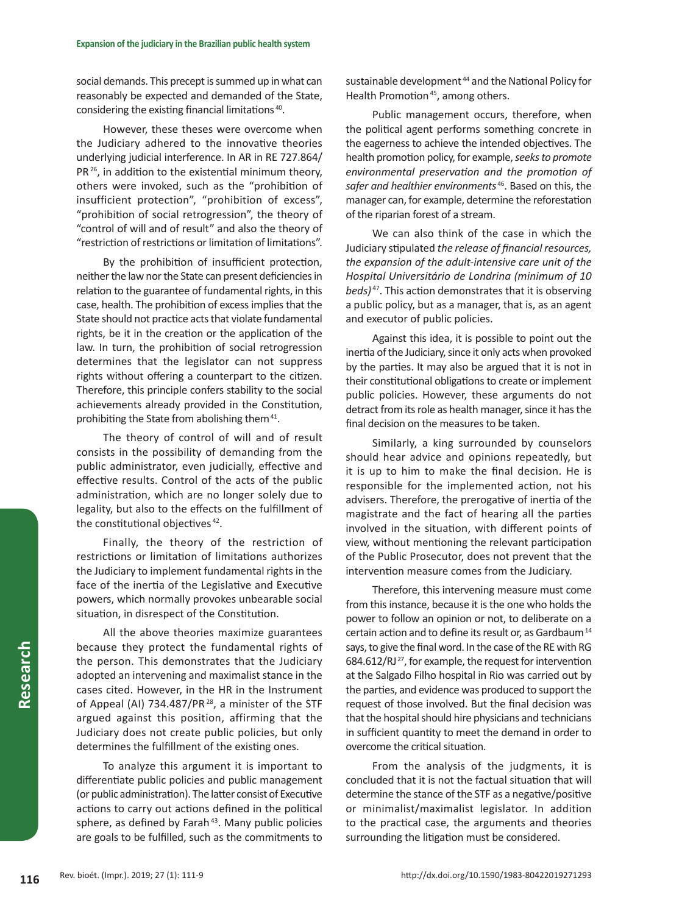social demands. This precept is summed up in what can reasonably be expected and demanded of the State, considering the existing financial limitations [40].

However, these theses were overcome when the Judiciary adhered to the innovative theories underlying judicial interference. In AR in RE 727.864/PR [26], in addition to the existential minimum theory, others were invoked, such as the "prohibition of insufficient protection", "prohibition of excess", "prohibition of social retrogression", the theory of "control of will and of result" and also the theory of "restriction of restrictions or limitation of limitations".

By the prohibition of insufficient protection, neither the law nor the State can present deficiencies in relation to the guarantee of fundamental rights, in this case, health. The prohibition of excess implies that the State should not practice acts that violate fundamental rights, be it in the creation or the application of the law. In turn, the prohibition of social retrogression determines that the legislator can not suppress rights without offering a counterpart to the citizen. Therefore, this principle confers stability to the social achievements already provided in the Constitution, prohibiting the State from abolishing them [41].

The theory of control of will and of result consists in the possibility of demanding from the public administrator, even judicially, effective and effective results. Control of the acts of the public administration, which are no longer solely due to legality, but also to the effects on the fulfillment of the constitutional objectives [42].

Finally, the theory of the restriction of restrictions or limitation of limitations authorizes the Judiciary to implement fundamental rights in the face of the inertia of the Legislative and Executive powers, which normally provokes unbearable social situation, in disrespect of the Constitution.

All the above theories maximize guarantees because they protect the fundamental rights of the person. This demonstrates that the Judiciary adopted an intervening and maximalist stance in the cases cited. However, in the HR in the Instrument of Appeal (AI) 734.487/PR [28], a minister of the STF argued against this position, affirming that the Judiciary does not create public policies, but only determines the fulfillment of the existing ones.

To analyze this argument it is important to differentiate public policies and public management (or public administration). The latter consist of Executive actions to carry out actions defined in the political sphere, as defined by Farah [43]. Many public policies are goals to be fulfilled, such as the commitments to sustainable development [44] and the National Policy for Health Promotion [45], among others.

Public management occurs, therefore, when the political agent performs something concrete in the eagerness to achieve the intended objectives. The health promotion policy, for example, *seeks to promote environmental preservation and the promotion of safer and healthier environments* [46]. Based on this, the manager can, for example, determine the reforestation of the riparian forest of a stream.

We can also think of the case in which the Judiciary stipulated *the release of financial resources, the expansion of the adult-intensive care unit of the Hospital Universitário de Londrina (minimum of 10 beds)* [47]. This action demonstrates that it is observing a public policy, but as a manager, that is, as an agent and executor of public policies.

Against this idea, it is possible to point out the inertia of the Judiciary, since it only acts when provoked by the parties. It may also be argued that it is not in their constitutional obligations to create or implement public policies. However, these arguments do not detract from its role as health manager, since it has the final decision on the measures to be taken.

Similarly, a king surrounded by counselors should hear advice and opinions repeatedly, but it is up to him to make the final decision. He is responsible for the implemented action, not his advisers. Therefore, the prerogative of inertia of the magistrate and the fact of hearing all the parties involved in the situation, with different points of view, without mentioning the relevant participation of the Public Prosecutor, does not prevent that the intervention measure comes from the Judiciary.

Therefore, this intervening measure must come from this instance, because it is the one who holds the power to follow an opinion or not, to deliberate on a certain action and to define its result or, as Gardbaum [14] says, to give the final word. In the case of the RE with RG 684.612/RJ [27], for example, the request for intervention at the Salgado Filho hospital in Rio was carried out by the parties, and evidence was produced to support the request of those involved. But the final decision was that the hospital should hire physicians and technicians in sufficient quantity to meet the demand in order to overcome the critical situation.

From the analysis of the judgments, it is concluded that it is not the factual situation that will determine the stance of the STF as a negative/positive or minimalist/maximalist legislator. In addition to the practical case, the arguments and theories surrounding the litigation must be considered.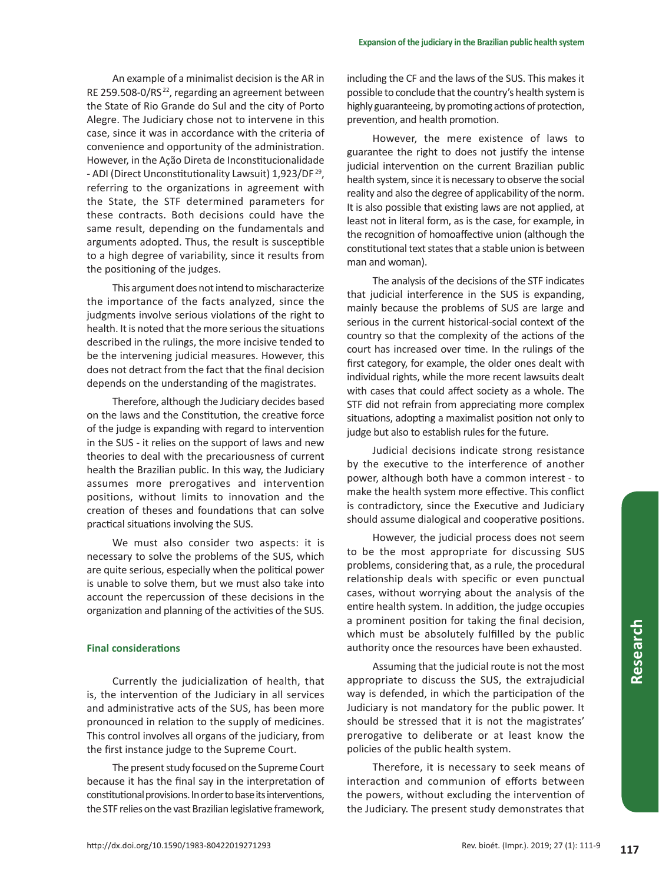An example of a minimalist decision is the AR in RE 259.508-0/RS [22], regarding an agreement between the State of Rio Grande do Sul and the city of Porto Alegre. The Judiciary chose not to intervene in this case, since it was in accordance with the criteria of convenience and opportunity of the administration. However, in the Ação Direta de Inconstitucionalidade - ADI (Direct Unconstitutionality Lawsuit) 1,923/DF [29], referring to the organizations in agreement with the State, the STF determined parameters for these contracts. Both decisions could have the same result, depending on the fundamentals and arguments adopted. Thus, the result is susceptible to a high degree of variability, since it results from the positioning of the judges.

This argument does not intend to mischaracterize the importance of the facts analyzed, since the judgments involve serious violations of the right to health. It is noted that the more serious the situations described in the rulings, the more incisive tended to be the intervening judicial measures. However, this does not detract from the fact that the final decision depends on the understanding of the magistrates.

Therefore, although the Judiciary decides based on the laws and the Constitution, the creative force of the judge is expanding with regard to intervention in the SUS - it relies on the support of laws and new theories to deal with the precariousness of current health the Brazilian public. In this way, the Judiciary assumes more prerogatives and intervention positions, without limits to innovation and the creation of theses and foundations that can solve practical situations involving the SUS.

We must also consider two aspects: it is necessary to solve the problems of the SUS, which are quite serious, especially when the political power is unable to solve them, but we must also take into account the repercussion of these decisions in the organization and planning of the activities of the SUS.

## Final considerations

Currently the judicialization of health, that is, the intervention of the Judiciary in all services and administrative acts of the SUS, has been more pronounced in relation to the supply of medicines. This control involves all organs of the judiciary, from the first instance judge to the Supreme Court.

The present study focused on the Supreme Court because it has the final say in the interpretation of constitutional provisions. In order to base its interventions, the STF relies on the vast Brazilian legislative framework, including the CF and the laws of the SUS. This makes it possible to conclude that the country's health system is highly guaranteeing, by promoting actions of protection, prevention, and health promotion.

However, the mere existence of laws to guarantee the right to does not justify the intense judicial intervention on the current Brazilian public health system, since it is necessary to observe the social reality and also the degree of applicability of the norm. It is also possible that existing laws are not applied, at least not in literal form, as is the case, for example, in the recognition of homoaffective union (although the constitutional text states that a stable union is between man and woman).

The analysis of the decisions of the STF indicates that judicial interference in the SUS is expanding, mainly because the problems of SUS are large and serious in the current historical-social context of the country so that the complexity of the actions of the court has increased over time. In the rulings of the first category, for example, the older ones dealt with individual rights, while the more recent lawsuits dealt with cases that could affect society as a whole. The STF did not refrain from appreciating more complex situations, adopting a maximalist position not only to judge but also to establish rules for the future.

Judicial decisions indicate strong resistance by the executive to the interference of another power, although both have a common interest - to make the health system more effective. This conflict is contradictory, since the Executive and Judiciary should assume dialogical and cooperative positions.

However, the judicial process does not seem to be the most appropriate for discussing SUS problems, considering that, as a rule, the procedural relationship deals with specific or even punctual cases, without worrying about the analysis of the entire health system. In addition, the judge occupies a prominent position for taking the final decision, which must be absolutely fulfilled by the public authority once the resources have been exhausted.

Assuming that the judicial route is not the most appropriate to discuss the SUS, the extrajudicial way is defended, in which the participation of the Judiciary is not mandatory for the public power. It should be stressed that it is not the magistrates' prerogative to deliberate or at least know the policies of the public health system.

Therefore, it is necessary to seek means of interaction and communion of efforts between the powers, without excluding the intervention of the Judiciary. The present study demonstrates that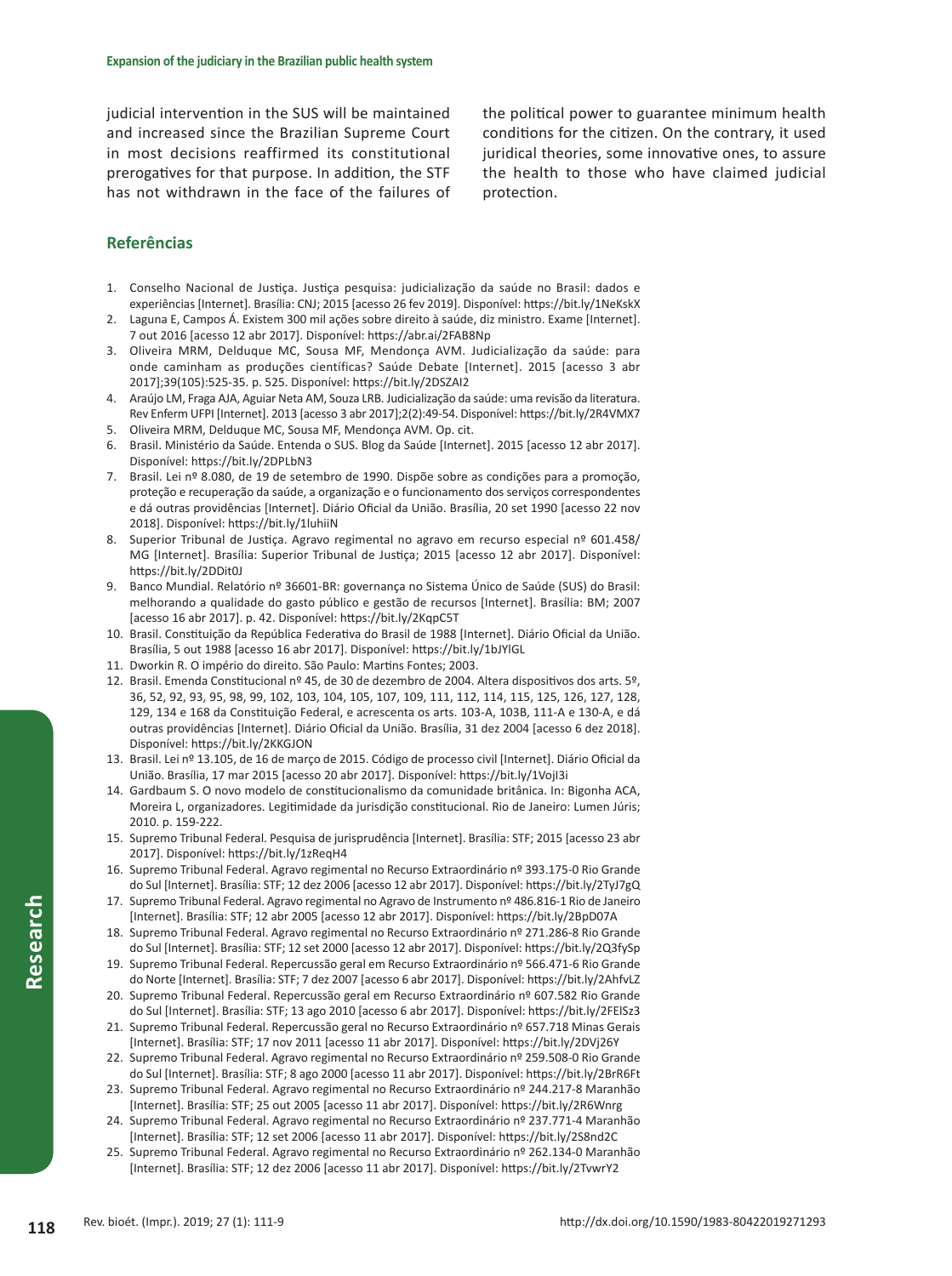judicial intervention in the SUS will be maintained and increased since the Brazilian Supreme Court in most decisions reaffirmed its constitutional prerogatives for that purpose. In addition, the STF has not withdrawn in the face of the failures of the political power to guarantee minimum health conditions for the citizen. On the contrary, it used juridical theories, some innovative ones, to assure the health to those who have claimed judicial protection.

## Referências

1. Conselho Nacional de Justiça. Justiça pesquisa: judicialização da saúde no Brasil: dados e experiências [Internet]. Brasília: CNJ; 2015 [acesso 26 fev 2019]. Disponível: https://bit.ly/1NeKskX
2. Laguna E, Campos Á. Existem 300 mil ações sobre direito à saúde, diz ministro. Exame [Internet]. 7 out 2016 [acesso 12 abr 2017]. Disponível: https://abr.ai/2FAB8Np
3. Oliveira MRM, Delduque MC, Sousa MF, Mendonça AVM. Judicialização da saúde: para onde caminham as produções científicas? Saúde Debate [Internet]. 2015 [acesso 3 abr 2017];39(105):525-35. p. 525. Disponível: https://bit.ly/2DSZAI2
4. Araújo LM, Fraga AJA, Aguiar Neta AM, Souza LRB. Judicialização da saúde: uma revisão da literatura. Rev Enferm UFPI [Internet]. 2013 [acesso 3 abr 2017];2(2):49-54. Disponível: https://bit.ly/2R4VMX7
5. Oliveira MRM, Delduque MC, Sousa MF, Mendonça AVM. Op. cit.
6. Brasil. Ministério da Saúde. Entenda o SUS. Blog da Saúde [Internet]. 2015 [acesso 12 abr 2017]. Disponível: https://bit.ly/2DPLbN3
7. Brasil. Lei nº 8.080, de 19 de setembro de 1990. Dispõe sobre as condições para a promoção, proteção e recuperação da saúde, a organização e o funcionamento dos serviços correspondentes e dá outras providências [Internet]. Diário Oficial da União. Brasília, 20 set 1990 [acesso 22 nov 2018]. Disponível: https://bit.ly/1luhiiN
8. Superior Tribunal de Justiça. Agravo regimental no agravo em recurso especial nº 601.458/MG [Internet]. Brasília: Superior Tribunal de Justiça; 2015 [acesso 12 abr 2017]. Disponível: https://bit.ly/2DDit0J
9. Banco Mundial. Relatório nº 36601-BR: governança no Sistema Único de Saúde (SUS) do Brasil: melhorando a qualidade do gasto público e gestão de recursos [Internet]. Brasília: BM; 2007 [acesso 16 abr 2017]. p. 42. Disponível: https://bit.ly/2KqpC5T
10. Brasil. Constituição da República Federativa do Brasil de 1988 [Internet]. Diário Oficial da União. Brasília, 5 out 1988 [acesso 16 abr 2017]. Disponível: https://bit.ly/1bJYlGL
11. Dworkin R. O império do direito. São Paulo: Martins Fontes; 2003.
12. Brasil. Emenda Constitucional nº 45, de 30 de dezembro de 2004. Altera dispositivos dos arts. 5º, 36, 52, 92, 93, 95, 98, 99, 102, 103, 104, 105, 107, 109, 111, 112, 114, 115, 125, 126, 127, 128, 129, 134 e 168 da Constituição Federal, e acrescenta os arts. 103-A, 103B, 111-A e 130-A, e dá outras providências [Internet]. Diário Oficial da União. Brasília, 31 dez 2004 [acesso 6 dez 2018]. Disponível: https://bit.ly/2KKGJON
13. Brasil. Lei nº 13.105, de 16 de março de 2015. Código de processo civil [Internet]. Diário Oficial da União. Brasília, 17 mar 2015 [acesso 20 abr 2017]. Disponível: https://bit.ly/1VojI3i
14. Gardbaum S. O novo modelo de constitucionalismo da comunidade britânica. In: Bigonha ACA, Moreira L, organizadores. Legitimidade da jurisdição constitucional. Rio de Janeiro: Lumen Júris; 2010. p. 159-222.
15. Supremo Tribunal Federal. Pesquisa de jurisprudência [Internet]. Brasília: STF; 2015 [acesso 23 abr 2017]. Disponível: https://bit.ly/1zReqH4
16. Supremo Tribunal Federal. Agravo regimental no Recurso Extraordinário nº 393.175-0 Rio Grande do Sul [Internet]. Brasília: STF; 12 dez 2006 [acesso 12 abr 2017]. Disponível: https://bit.ly/2TyJ7gQ
17. Supremo Tribunal Federal. Agravo regimental no Agravo de Instrumento nº 486.816-1 Rio de Janeiro [Internet]. Brasília: STF; 12 abr 2005 [acesso 12 abr 2017]. Disponível: https://bit.ly/2BpD07A
18. Supremo Tribunal Federal. Agravo regimental no Recurso Extraordinário nº 271.286-8 Rio Grande do Sul [Internet]. Brasília: STF; 12 set 2000 [acesso 12 abr 2017]. Disponível: https://bit.ly/2Q3fySp
19. Supremo Tribunal Federal. Repercussão geral em Recurso Extraordinário nº 566.471-6 Rio Grande do Norte [Internet]. Brasília: STF; 7 dez 2007 [acesso 6 abr 2017]. Disponível: https://bit.ly/2AhfvLZ
20. Supremo Tribunal Federal. Repercussão geral em Recurso Extraordinário nº 607.582 Rio Grande do Sul [Internet]. Brasília: STF; 13 ago 2010 [acesso 6 abr 2017]. Disponível: https://bit.ly/2FElSz3
21. Supremo Tribunal Federal. Repercussão geral no Recurso Extraordinário nº 657.718 Minas Gerais [Internet]. Brasília: STF; 17 nov 2011 [acesso 11 abr 2017]. Disponível: https://bit.ly/2DVj26Y
22. Supremo Tribunal Federal. Agravo regimental no Recurso Extraordinário nº 259.508-0 Rio Grande do Sul [Internet]. Brasília: STF; 8 ago 2000 [acesso 11 abr 2017]. Disponível: https://bit.ly/2BrR6Ft
23. Supremo Tribunal Federal. Agravo regimental no Recurso Extraordinário nº 244.217-8 Maranhão [Internet]. Brasília: STF; 25 out 2005 [acesso 11 abr 2017]. Disponível: https://bit.ly/2R6Wnrg
24. Supremo Tribunal Federal. Agravo regimental no Recurso Extraordinário nº 237.771-4 Maranhão [Internet]. Brasília: STF; 12 set 2006 [acesso 11 abr 2017]. Disponível: https://bit.ly/2S8nd2C
25. Supremo Tribunal Federal. Agravo regimental no Recurso Extraordinário nº 262.134-0 Maranhão [Internet]. Brasília: STF; 12 dez 2006 [acesso 11 abr 2017]. Disponível: https://bit.ly/2TvwrY2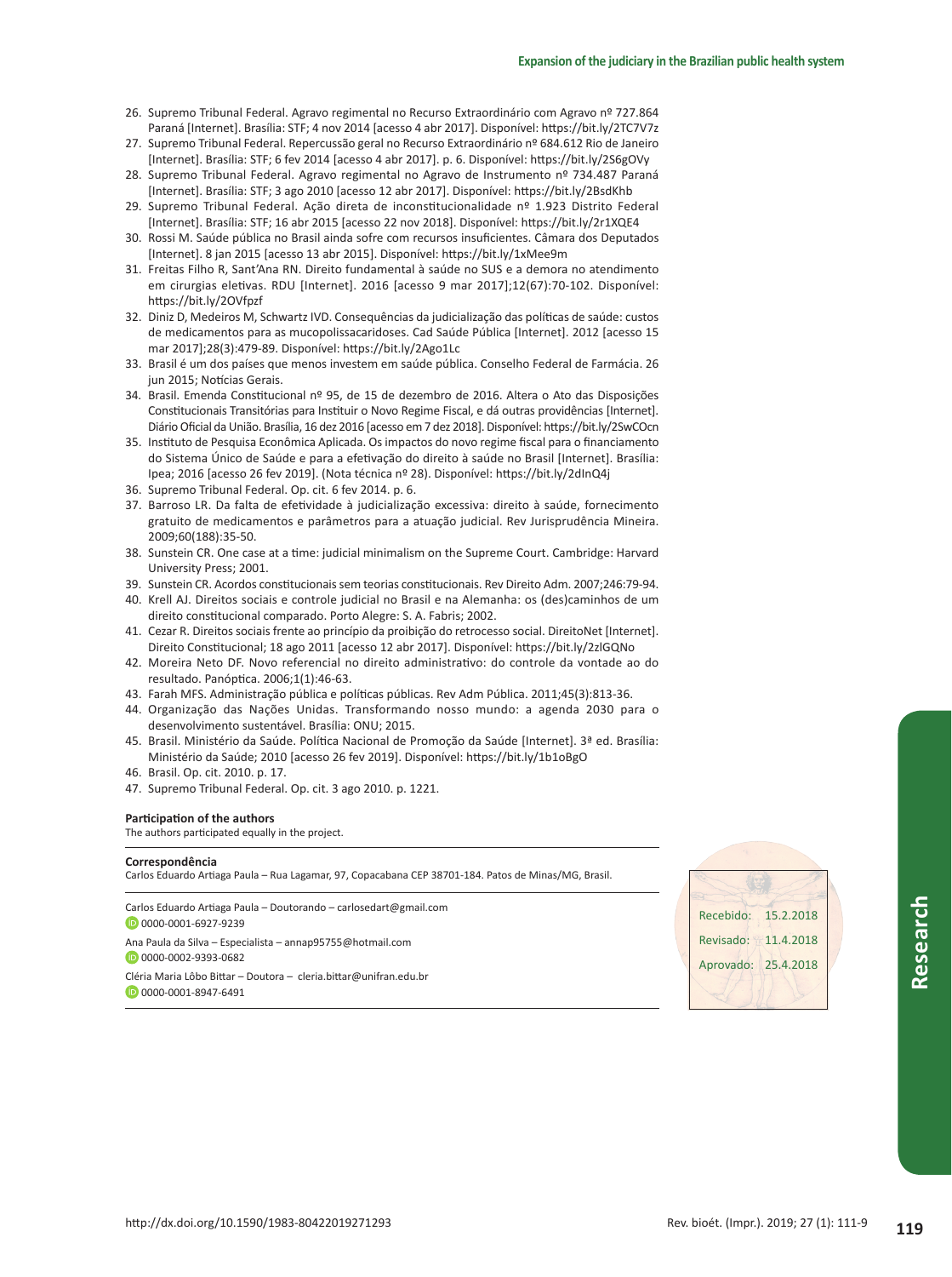26. Supremo Tribunal Federal. Agravo regimental no Recurso Extraordinário com Agravo nº 727.864 Paraná [Internet]. Brasília: STF; 4 nov 2014 [acesso 4 abr 2017]. Disponível: https://bit.ly/2TC7V7z
27. Supremo Tribunal Federal. Repercussão geral no Recurso Extraordinário nº 684.612 Rio de Janeiro [Internet]. Brasília: STF; 6 fev 2014 [acesso 4 abr 2017]. p. 6. Disponível: https://bit.ly/2S6gOVy
28. Supremo Tribunal Federal. Agravo regimental no Agravo de Instrumento nº 734.487 Paraná [Internet]. Brasília: STF; 3 ago 2010 [acesso 12 abr 2017]. Disponível: https://bit.ly/2BsdKhb
29. Supremo Tribunal Federal. Ação direta de inconstitucionalidade nº 1.923 Distrito Federal [Internet]. Brasília: STF; 16 abr 2015 [acesso 22 nov 2018]. Disponível: https://bit.ly/2r1XQE4
30. Rossi M. Saúde pública no Brasil ainda sofre com recursos insuficientes. Câmara dos Deputados [Internet]. 8 jan 2015 [acesso 13 abr 2015]. Disponível: https://bit.ly/1xMee9m
31. Freitas Filho R, Sant'Ana RN. Direito fundamental à saúde no SUS e a demora no atendimento em cirurgias eletivas. RDU [Internet]. 2016 [acesso 9 mar 2017];12(67):70-102. Disponível: https://bit.ly/2OVfpzf
32. Diniz D, Medeiros M, Schwartz IVD. Consequências da judicialização das políticas de saúde: custos de medicamentos para as mucopolissacaridoses. Cad Saúde Pública [Internet]. 2012 [acesso 15 mar 2017];28(3):479-89. Disponível: https://bit.ly/2Ago1Lc
33. Brasil é um dos países que menos investem em saúde pública. Conselho Federal de Farmácia. 26 jun 2015; Notícias Gerais.
34. Brasil. Emenda Constitucional nº 95, de 15 de dezembro de 2016. Altera o Ato das Disposições Constitucionais Transitórias para Instituir o Novo Regime Fiscal, e dá outras providências [Internet]. Diário Oficial da União. Brasília, 16 dez 2016 [acesso em 7 dez 2018]. Disponível: https://bit.ly/2SwCOcn
35. Instituto de Pesquisa Econômica Aplicada. Os impactos do novo regime fiscal para o financiamento do Sistema Único de Saúde e para a efetivação do direito à saúde no Brasil [Internet]. Brasília: Ipea; 2016 [acesso 26 fev 2019]. (Nota técnica nº 28). Disponível: https://bit.ly/2dInQ4j
36. Supremo Tribunal Federal. Op. cit. 6 fev 2014. p. 6.
37. Barroso LR. Da falta de efetividade à judicialização excessiva: direito à saúde, fornecimento gratuito de medicamentos e parâmetros para a atuação judicial. Rev Jurisprudência Mineira. 2009;60(188):35-50.
38. Sunstein CR. One case at a time: judicial minimalism on the Supreme Court. Cambridge: Harvard University Press; 2001.
39. Sunstein CR. Acordos constitucionais sem teorias constitucionais. Rev Direito Adm. 2007;246:79-94.
40. Krell AJ. Direitos sociais e controle judicial no Brasil e na Alemanha: os (des)caminhos de um direito constitucional comparado. Porto Alegre: S. A. Fabris; 2002.
41. Cezar R. Direitos sociais frente ao princípio da proibição do retrocesso social. DireitoNet [Internet]. Direito Constitucional; 18 ago 2011 [acesso 12 abr 2017]. Disponível: https://bit.ly/2zlGQNo
42. Moreira Neto DF. Novo referencial no direito administrativo: do controle da vontade ao do resultado. Panóptica. 2006;1(1):46-63.
43. Farah MFS. Administração pública e políticas públicas. Rev Adm Pública. 2011;45(3):813-36.
44. Organização das Nações Unidas. Transformando nosso mundo: a agenda 2030 para o desenvolvimento sustentável. Brasília: ONU; 2015.
45. Brasil. Ministério da Saúde. Política Nacional de Promoção da Saúde [Internet]. 3ª ed. Brasília: Ministério da Saúde; 2010 [acesso 26 fev 2019]. Disponível: https://bit.ly/1b1oBgO
46. Brasil. Op. cit. 2010. p. 17.
47. Supremo Tribunal Federal. Op. cit. 3 ago 2010. p. 1221.

**Participation of the authors**

The authors participated equally in the project.

**Correspondência**

Carlos Eduardo Artiaga Paula – Rua Lagamar, 97, Copacabana CEP 38701-184. Patos de Minas/MG, Brasil.

Carlos Eduardo Artiaga Paula – Doutorando – carlosedart@gmail.com
0000-0001-6927-9239

Ana Paula da Silva – Especialista – annap95755@hotmail.com
0000-0002-9393-0682

Cléria Maria Lôbo Bittar – Doutora – cleria.bittar@unifran.edu.br
0000-0001-8947-6491

Recebido: 15.2.2018
Revisado: 11.4.2018
Aprovado: 25.4.2018